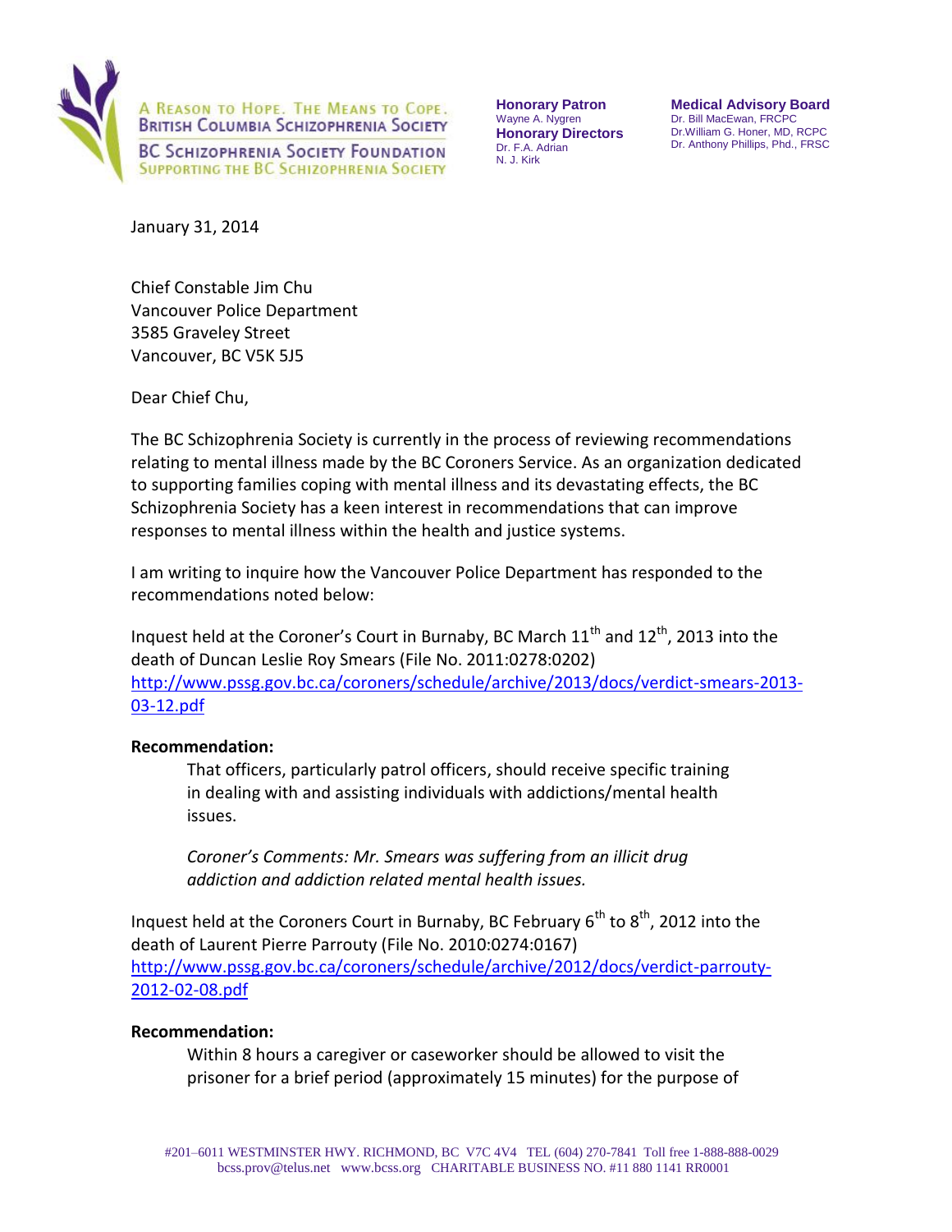A Reason to Hope. The Means to Cope.
British Columbia Schizophrenia Society

BC Schizophrenia Society Foundation
Supporting the BC Schizophrenia Society

**Honorary Patron**
Wayne A. Nygren
**Honorary Directors**
Dr. F.A. Adrian
N. J. Kirk

**Medical Advisory Board**
Dr. Bill MacEwan, FRCPC
Dr.William G. Honer, MD, RCPC
Dr. Anthony Phillips, Phd., FRSC

January 31, 2014

Chief Constable Jim Chu
Vancouver Police Department
3585 Graveley Street
Vancouver, BC V5K 5J5

Dear Chief Chu,

The BC Schizophrenia Society is currently in the process of reviewing recommendations relating to mental illness made by the BC Coroners Service. As an organization dedicated to supporting families coping with mental illness and its devastating effects, the BC Schizophrenia Society has a keen interest in recommendations that can improve responses to mental illness within the health and justice systems.

I am writing to inquire how the Vancouver Police Department has responded to the recommendations noted below:

Inquest held at the Coroner's Court in Burnaby, BC March 11th and 12th, 2013 into the death of Duncan Leslie Roy Smears (File No. 2011:0278:0202)
http://www.pssg.gov.bc.ca/coroners/schedule/archive/2013/docs/verdict-smears-2013-03-12.pdf

**Recommendation:**

> That officers, particularly patrol officers, should receive specific training in dealing with and assisting individuals with addictions/mental health issues.
>
> *Coroner's Comments: Mr. Smears was suffering from an illicit drug addiction and addiction related mental health issues.*

Inquest held at the Coroners Court in Burnaby, BC February 6th to 8th, 2012 into the death of Laurent Pierre Parrouty (File No. 2010:0274:0167)
http://www.pssg.gov.bc.ca/coroners/schedule/archive/2012/docs/verdict-parrouty-2012-02-08.pdf

**Recommendation:**

> Within 8 hours a caregiver or caseworker should be allowed to visit the prisoner for a brief period (approximately 15 minutes) for the purpose of

#201–6011 WESTMINSTER HWY. RICHMOND, BC V7C 4V4 TEL (604) 270-7841 Toll free 1-888-888-0029
bcss.prov@telus.net www.bcss.org CHARITABLE BUSINESS NO. #11 880 1141 RR0001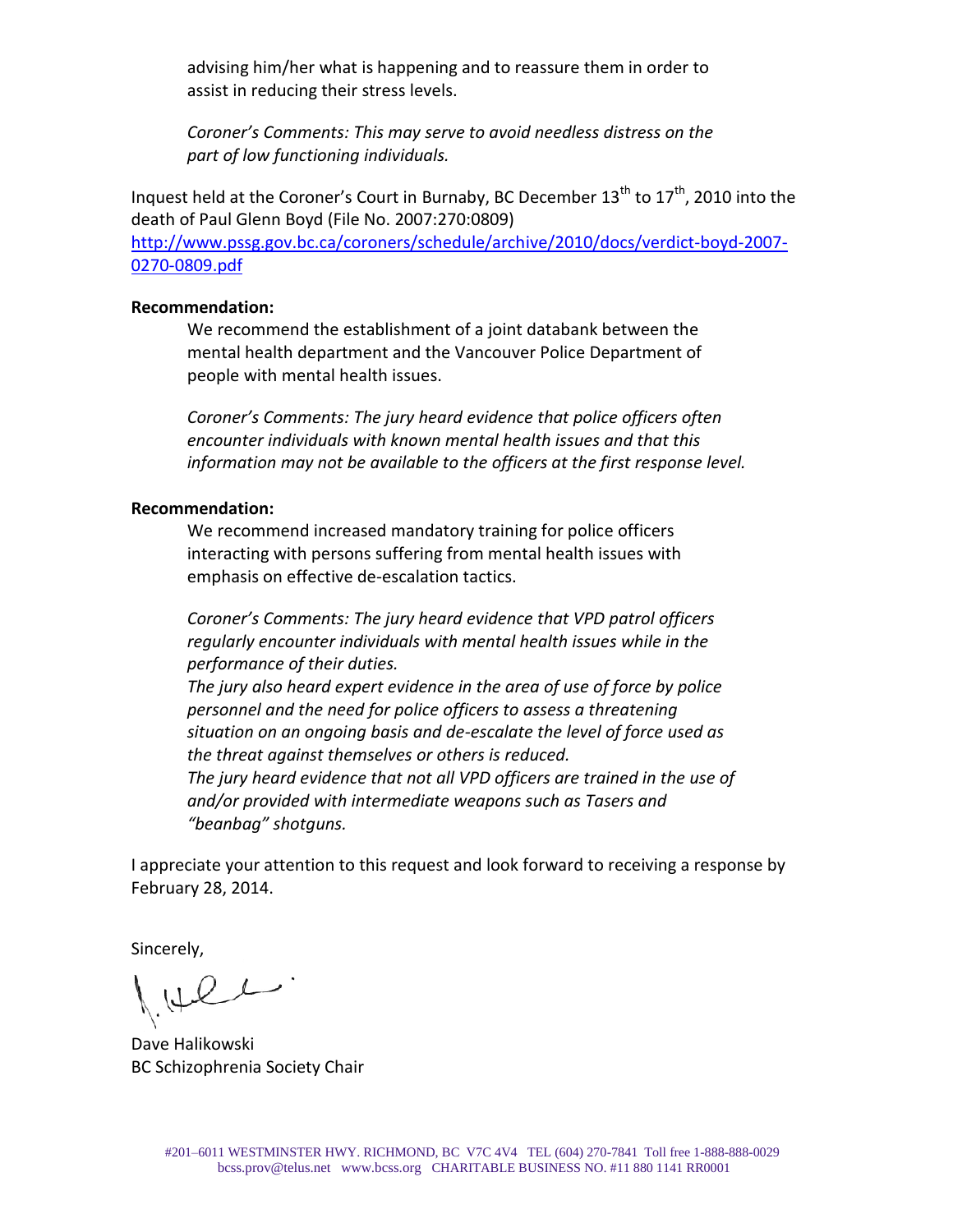advising him/her what is happening and to reassure them in order to assist in reducing their stress levels.

*Coroner's Comments: This may serve to avoid needless distress on the part of low functioning individuals.*

Inquest held at the Coroner's Court in Burnaby, BC December 13th to 17th, 2010 into the death of Paul Glenn Boyd (File No. 2007:270:0809)
http://www.pssg.gov.bc.ca/coroners/schedule/archive/2010/docs/verdict-boyd-2007-0270-0809.pdf

**Recommendation:**

We recommend the establishment of a joint databank between the mental health department and the Vancouver Police Department of people with mental health issues.

*Coroner's Comments: The jury heard evidence that police officers often encounter individuals with known mental health issues and that this information may not be available to the officers at the first response level.*

**Recommendation:**

We recommend increased mandatory training for police officers interacting with persons suffering from mental health issues with emphasis on effective de-escalation tactics.

*Coroner's Comments: The jury heard evidence that VPD patrol officers regularly encounter individuals with mental health issues while in the performance of their duties.*
*The jury also heard expert evidence in the area of use of force by police personnel and the need for police officers to assess a threatening situation on an ongoing basis and de-escalate the level of force used as the threat against themselves or others is reduced.*
*The jury heard evidence that not all VPD officers are trained in the use of and/or provided with intermediate weapons such as Tasers and "beanbag" shotguns.*

I appreciate your attention to this request and look forward to receiving a response by February 28, 2014.

Sincerely,

Dave Halikowski
BC Schizophrenia Society Chair

#201–6011 WESTMINSTER HWY. RICHMOND, BC V7C 4V4 TEL (604) 270-7841 Toll free 1-888-888-0029
bcss.prov@telus.net www.bcss.org CHARITABLE BUSINESS NO. #11 880 1141 RR0001